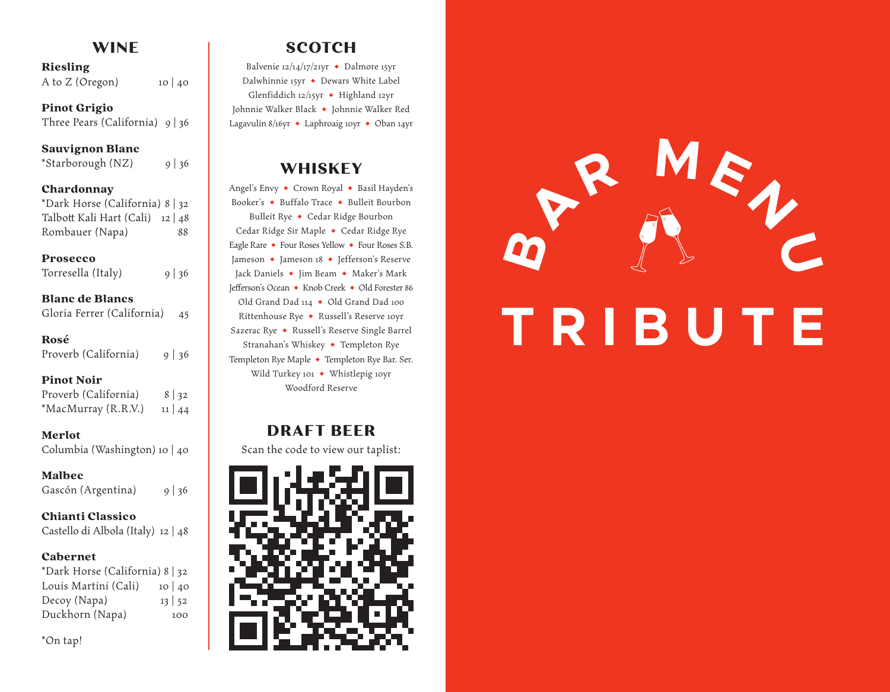# BAR MENU

# TRIBUTE

## WINE

**Riesling**
A to Z (Oregon) 10 | 40

**Pinot Grigio**
Three Pears (California) 9 | 36

**Sauvignon Blanc**
*Starborough (NZ) 9 | 36

**Chardonnay**
*Dark Horse (California) 8 | 32
Talbott Kali Hart (Cali) 12 | 48
Rombauer (Napa) 88

**Prosecco**
Torresella (Italy) 9 | 36

**Blanc de Blancs**
Gloria Ferrer (California) 45

**Rosé**
Proverb (California) 9 | 36

**Pinot Noir**
Proverb (California) 8 | 32
*MacMurray (R.R.V.) 11 | 44

**Merlot**
Columbia (Washington) 10 | 40

**Malbec**
Gascón (Argentina) 9 | 36

**Chianti Classico**
Castello di Albola (Italy) 12 | 48

**Cabernet**
*Dark Horse (California) 8 | 32
Louis Martini (Cali) 10 | 40
Decoy (Napa) 13 | 52
Duckhorn (Napa) 100

*On tap!

## SCOTCH

Balvenie 12/14/17/21yr ◆ Dalmore 15yr ◆ Dalwhinnie 15yr ◆ Dewars White Label ◆ Glenfiddich 12/15yr ◆ Highland 12yr ◆ Johnnie Walker Black ◆ Johnnie Walker Red ◆ Lagavulin 8/16yr ◆ Laphroaig 10yr ◆ Oban 14yr

## WHISKEY

Angel's Envy ◆ Crown Royal ◆ Basil Hayden's ◆ Booker's ◆ Buffalo Trace ◆ Bulleit Bourbon ◆ Bulleit Rye ◆ Cedar Ridge Bourbon ◆ Cedar Ridge Sir Maple ◆ Cedar Ridge Rye ◆ Eagle Rare ◆ Four Roses Yellow ◆ Four Roses S.B. ◆ Jameson ◆ Jameson 18 ◆ Jefferson's Reserve ◆ Jack Daniels ◆ Jim Beam ◆ Maker's Mark ◆ Jefferson's Ocean ◆ Knob Creek ◆ Old Forester 86 ◆ Old Grand Dad 114 ◆ Old Grand Dad 100 ◆ Rittenhouse Rye ◆ Russell's Reserve 10yr ◆ Sazerac Rye ◆ Russell's Reserve Single Barrel ◆ Stranahan's Whiskey ◆ Templeton Rye ◆ Templeton Rye Maple ◆ Templeton Rye Bar. Ser. ◆ Wild Turkey 101 ◆ Whistlepig 10yr ◆ Woodford Reserve

## DRAFT BEER

Scan the code to view our taplist: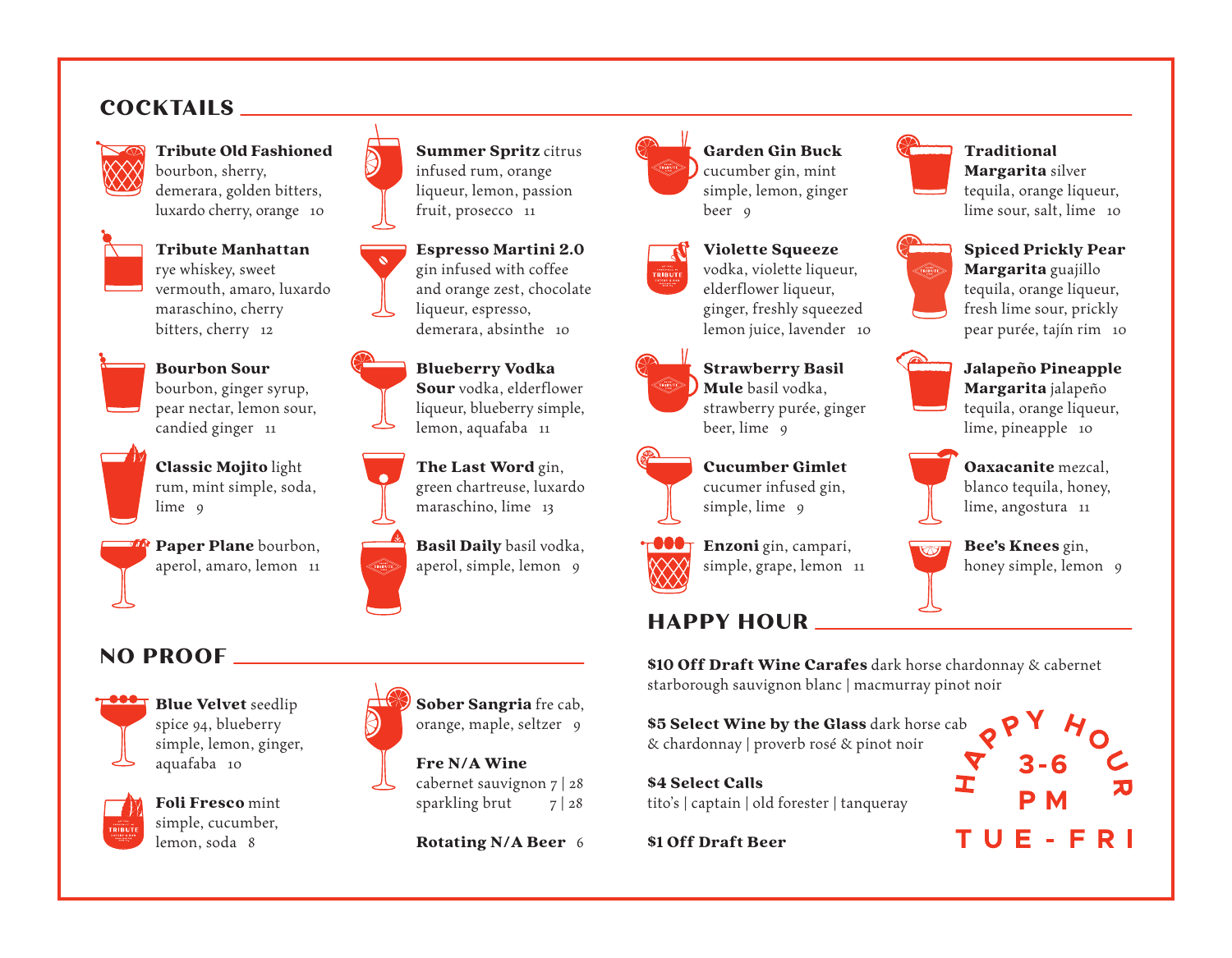## COCKTAILS

**Tribute Old Fashioned** bourbon, sherry, demerara, golden bitters, luxardo cherry, orange 10

**Tribute Manhattan** rye whiskey, sweet vermouth, amaro, luxardo maraschino, cherry bitters, cherry 12

**Bourbon Sour** bourbon, ginger syrup, pear nectar, lemon sour, candied ginger 11

**Classic Mojito** light rum, mint simple, soda, lime 9

**Paper Plane** bourbon, aperol, amaro, lemon 11

**Summer Spritz** citrus infused rum, orange liqueur, lemon, passion fruit, prosecco 11

**Espresso Martini 2.0** gin infused with coffee and orange zest, chocolate liqueur, espresso, demerara, absinthe 10

**Blueberry Vodka Sour** vodka, elderflower liqueur, blueberry simple, lemon, aquafaba 11

**The Last Word** gin, green chartreuse, luxardo maraschino, lime 13

**Basil Daily** basil vodka, aperol, simple, lemon 9

**Garden Gin Buck** cucumber gin, mint simple, lemon, ginger beer 9

**Violette Squeeze** vodka, violette liqueur, elderflower liqueur, ginger, freshly squeezed lemon juice, lavender 10

**Strawberry Basil Mule** basil vodka, strawberry purée, ginger beer, lime 9

**Cucumber Gimlet** cucumber infused gin, simple, lime 9

**Enzoni** gin, campari, simple, grape, lemon 11

**Traditional Margarita** silver tequila, orange liqueur, lime sour, salt, lime 10

**Spiced Prickly Pear Margarita** guajillo tequila, orange liqueur, fresh lime sour, prickly pear purée, tajín rim 10

**Jalapeño Pineapple Margarita** jalapeño tequila, orange liqueur, lime, pineapple 10

**Oaxacanite** mezcal, blanco tequila, honey, lime, angostura 11

**Bee's Knees** gin, honey simple, lemon 9

## NO PROOF

**Blue Velvet** seedlip spice 94, blueberry simple, lemon, ginger, aquafaba 10

**Foli Fresco** mint simple, cucumber, lemon, soda 8

**Sober Sangria** fre cab, orange, maple, seltzer 9

**Fre N/A Wine**
cabernet sauvignon 7 | 28
sparkling brut 7 | 28

**Rotating N/A Beer** 6

## HAPPY HOUR

**$10 Off Draft Wine Carafes** dark horse chardonnay & cabernet starborough sauvignon blanc | macmurray pinot noir

**$5 Select Wine by the Glass** dark horse cab & chardonnay | proverb rosé & pinot noir

**$4 Select Calls**
tito's | captain | old forester | tanqueray

**$1 Off Draft Beer**

HAPPY HOUR
3-6 PM
TUE - FRI